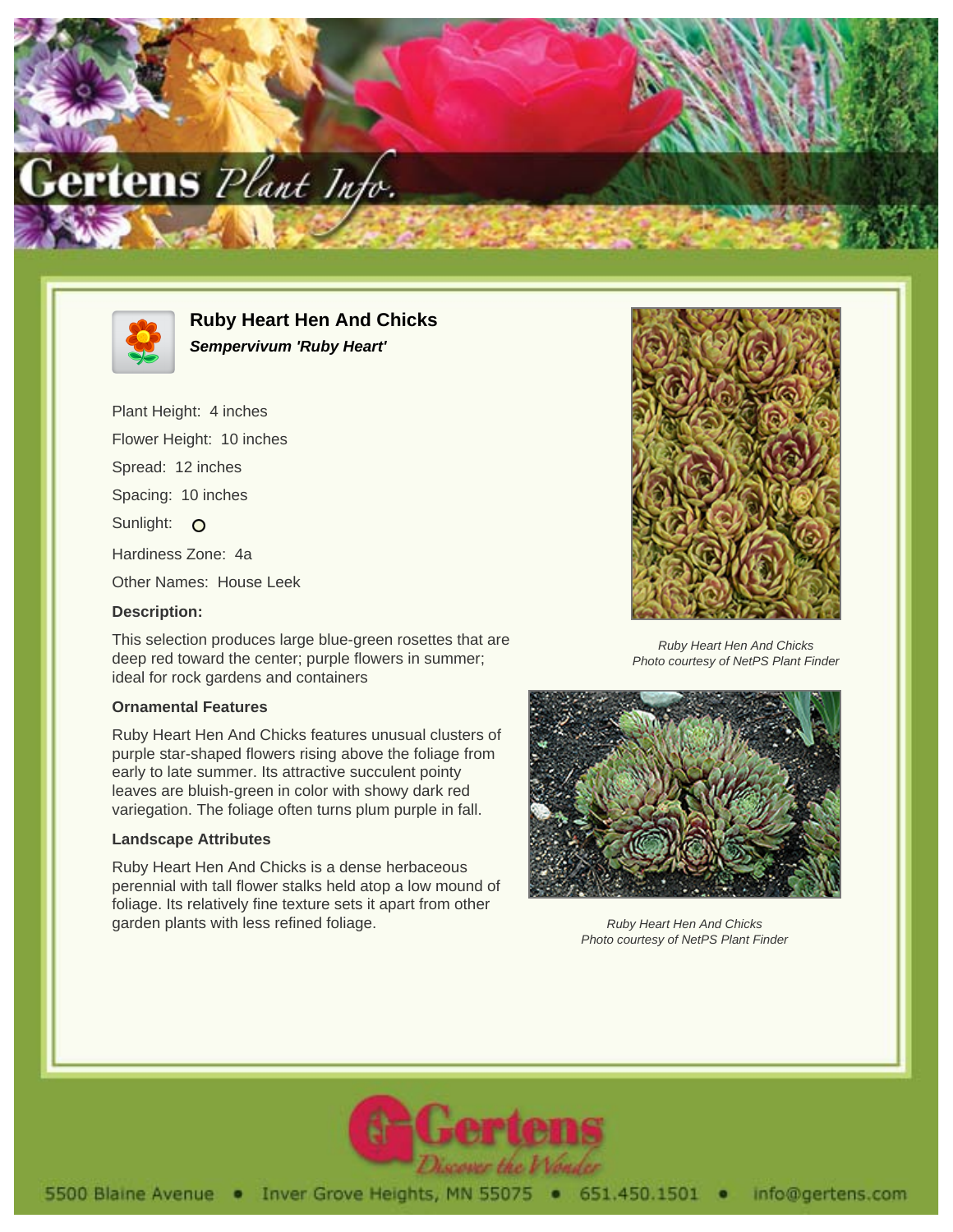# Ruby Heart Hen And Chicks

***Sempervivum 'Ruby Heart'***

Plant Height: 4 inches

Flower Height: 10 inches

Spread: 12 inches

Spacing: 10 inches

Sunlight: O

Hardiness Zone: 4a

Other Names: House Leek

**Description:**

This selection produces large blue-green rosettes that are deep red toward the center; purple flowers in summer; ideal for rock gardens and containers

*Ruby Heart Hen And Chicks*
*Photo courtesy of NetPS Plant Finder*

### Ornamental Features

Ruby Heart Hen And Chicks features unusual clusters of purple star-shaped flowers rising above the foliage from early to late summer. Its attractive succulent pointy leaves are bluish-green in color with showy dark red variegation. The foliage often turns plum purple in fall.

### Landscape Attributes

Ruby Heart Hen And Chicks is a dense herbaceous perennial with tall flower stalks held atop a low mound of foliage. Its relatively fine texture sets it apart from other garden plants with less refined foliage.

*Ruby Heart Hen And Chicks*
*Photo courtesy of NetPS Plant Finder*

5500 Blaine Avenue • Inver Grove Heights, MN 55075 • 651.450.1501 • info@gertens.com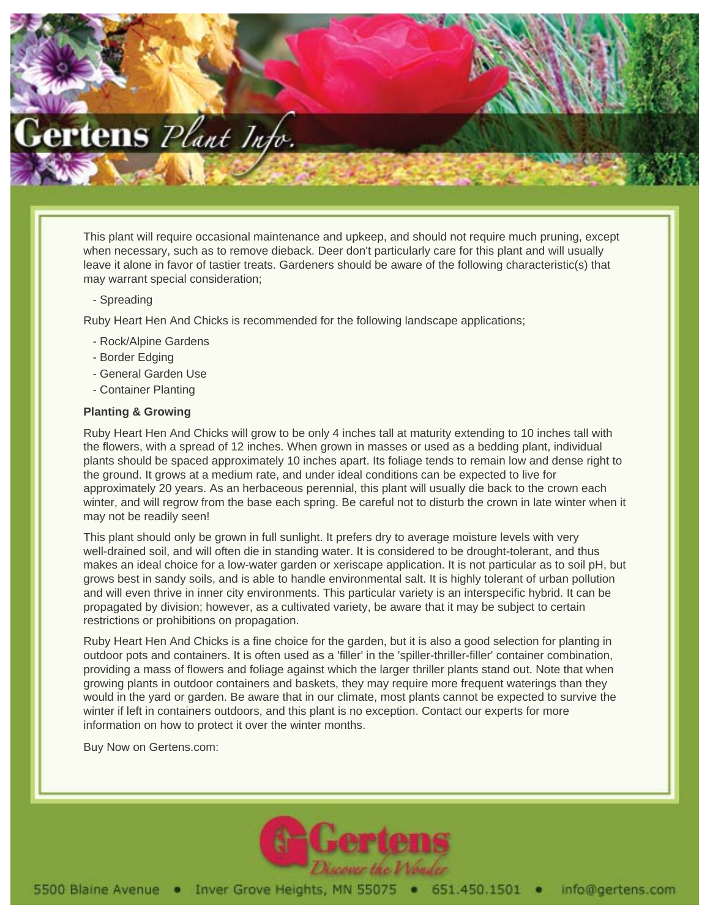This plant will require occasional maintenance and upkeep, and should not require much pruning, except when necessary, such as to remove dieback. Deer don't particularly care for this plant and will usually leave it alone in favor of tastier treats. Gardeners should be aware of the following characteristic(s) that may warrant special consideration;

- Spreading

Ruby Heart Hen And Chicks is recommended for the following landscape applications;

- Rock/Alpine Gardens
- Border Edging
- General Garden Use
- Container Planting

**Planting & Growing**

Ruby Heart Hen And Chicks will grow to be only 4 inches tall at maturity extending to 10 inches tall with the flowers, with a spread of 12 inches. When grown in masses or used as a bedding plant, individual plants should be spaced approximately 10 inches apart. Its foliage tends to remain low and dense right to the ground. It grows at a medium rate, and under ideal conditions can be expected to live for approximately 20 years. As an herbaceous perennial, this plant will usually die back to the crown each winter, and will regrow from the base each spring. Be careful not to disturb the crown in late winter when it may not be readily seen!

This plant should only be grown in full sunlight. It prefers dry to average moisture levels with very well-drained soil, and will often die in standing water. It is considered to be drought-tolerant, and thus makes an ideal choice for a low-water garden or xeriscape application. It is not particular as to soil pH, but grows best in sandy soils, and is able to handle environmental salt. It is highly tolerant of urban pollution and will even thrive in inner city environments. This particular variety is an interspecific hybrid. It can be propagated by division; however, as a cultivated variety, be aware that it may be subject to certain restrictions or prohibitions on propagation.

Ruby Heart Hen And Chicks is a fine choice for the garden, but it is also a good selection for planting in outdoor pots and containers. It is often used as a 'filler' in the 'spiller-thriller-filler' container combination, providing a mass of flowers and foliage against which the larger thriller plants stand out. Note that when growing plants in outdoor containers and baskets, they may require more frequent waterings than they would in the yard or garden. Be aware that in our climate, most plants cannot be expected to survive the winter if left in containers outdoors, and this plant is no exception. Contact our experts for more information on how to protect it over the winter months.

Buy Now on Gertens.com: